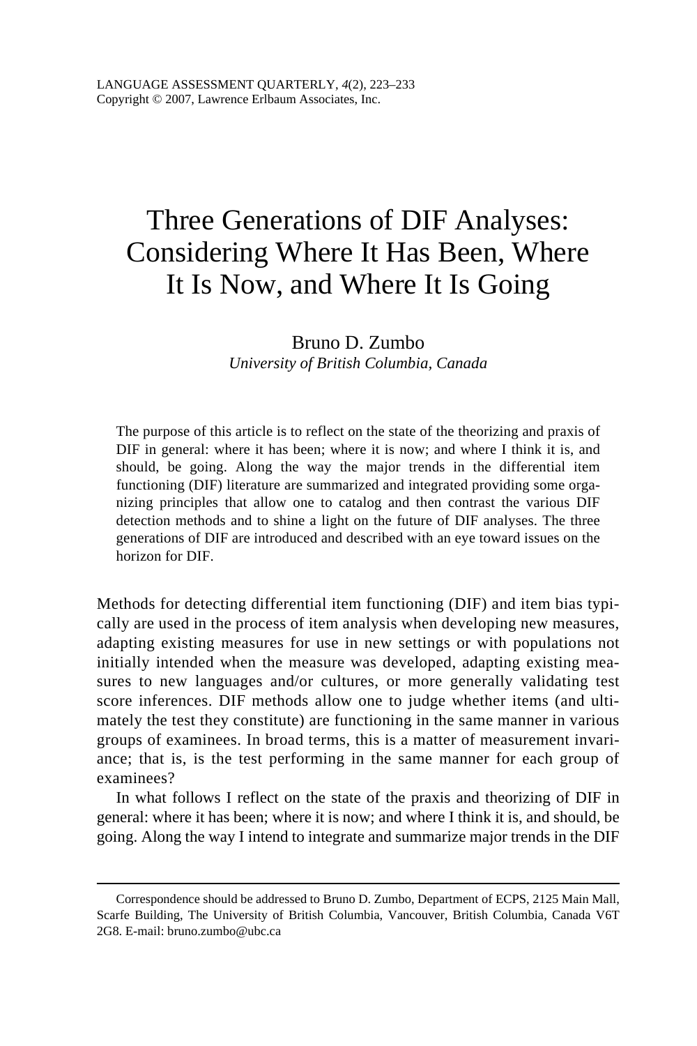# Three Generations of DIF Analyses: Considering Where It Has Been, Where It Is Now, and Where It Is Going

Bruno D. Zumbo
*University of British Columbia, Canada*

The purpose of this article is to reflect on the state of the theorizing and praxis of DIF in general: where it has been; where it is now; and where I think it is, and should, be going. Along the way the major trends in the differential item functioning (DIF) literature are summarized and integrated providing some organizing principles that allow one to catalog and then contrast the various DIF detection methods and to shine a light on the future of DIF analyses. The three generations of DIF are introduced and described with an eye toward issues on the horizon for DIF.

Methods for detecting differential item functioning (DIF) and item bias typically are used in the process of item analysis when developing new measures, adapting existing measures for use in new settings or with populations not initially intended when the measure was developed, adapting existing measures to new languages and/or cultures, or more generally validating test score inferences. DIF methods allow one to judge whether items (and ultimately the test they constitute) are functioning in the same manner in various groups of examinees. In broad terms, this is a matter of measurement invariance; that is, is the test performing in the same manner for each group of examinees?

In what follows I reflect on the state of the praxis and theorizing of DIF in general: where it has been; where it is now; and where I think it is, and should, be going. Along the way I intend to integrate and summarize major trends in the DIF

---

Correspondence should be addressed to Bruno D. Zumbo, Department of ECPS, 2125 Main Mall, Scarfe Building, The University of British Columbia, Vancouver, British Columbia, Canada V6T 2G8. E-mail: bruno.zumbo@ubc.ca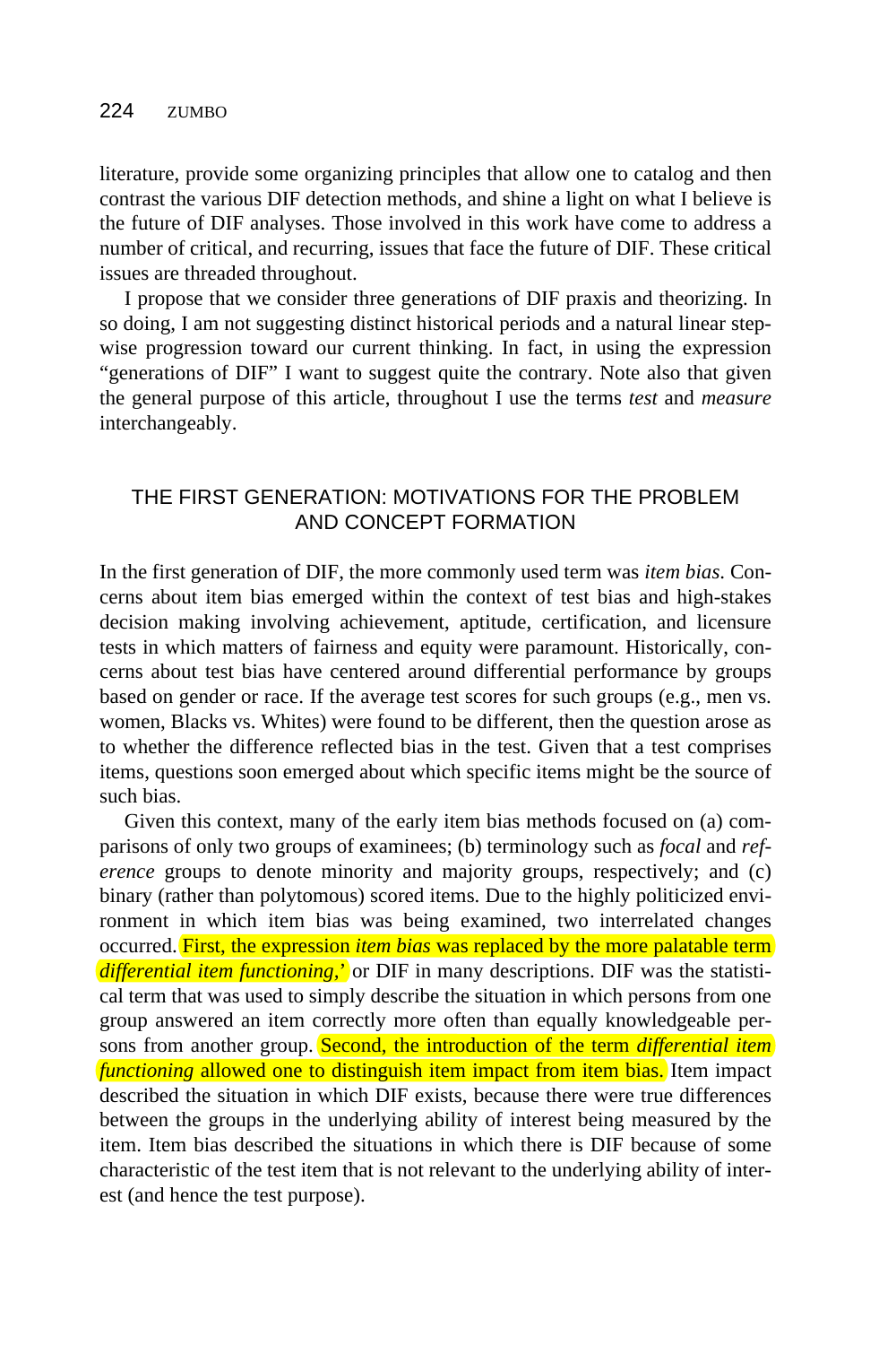literature, provide some organizing principles that allow one to catalog and then contrast the various DIF detection methods, and shine a light on what I believe is the future of DIF analyses. Those involved in this work have come to address a number of critical, and recurring, issues that face the future of DIF. These critical issues are threaded throughout.

I propose that we consider three generations of DIF praxis and theorizing. In so doing, I am not suggesting distinct historical periods and a natural linear stepwise progression toward our current thinking. In fact, in using the expression "generations of DIF" I want to suggest quite the contrary. Note also that given the general purpose of this article, throughout I use the terms *test* and *measure* interchangeably.

## THE FIRST GENERATION: MOTIVATIONS FOR THE PROBLEM AND CONCEPT FORMATION

In the first generation of DIF, the more commonly used term was *item bias*. Concerns about item bias emerged within the context of test bias and high-stakes decision making involving achievement, aptitude, certification, and licensure tests in which matters of fairness and equity were paramount. Historically, concerns about test bias have centered around differential performance by groups based on gender or race. If the average test scores for such groups (e.g., men vs. women, Blacks vs. Whites) were found to be different, then the question arose as to whether the difference reflected bias in the test. Given that a test comprises items, questions soon emerged about which specific items might be the source of such bias.

Given this context, many of the early item bias methods focused on (a) comparisons of only two groups of examinees; (b) terminology such as *focal* and *reference* groups to denote minority and majority groups, respectively; and (c) binary (rather than polytomous) scored items. Due to the highly politicized environment in which item bias was being examined, two interrelated changes occurred. First, the expression *item bias* was replaced by the more palatable term *differential item functioning*,' or DIF in many descriptions. DIF was the statistical term that was used to simply describe the situation in which persons from one group answered an item correctly more often than equally knowledgeable persons from another group. Second, the introduction of the term *differential item functioning* allowed one to distinguish item impact from item bias. Item impact described the situation in which DIF exists, because there were true differences between the groups in the underlying ability of interest being measured by the item. Item bias described the situations in which there is DIF because of some characteristic of the test item that is not relevant to the underlying ability of interest (and hence the test purpose).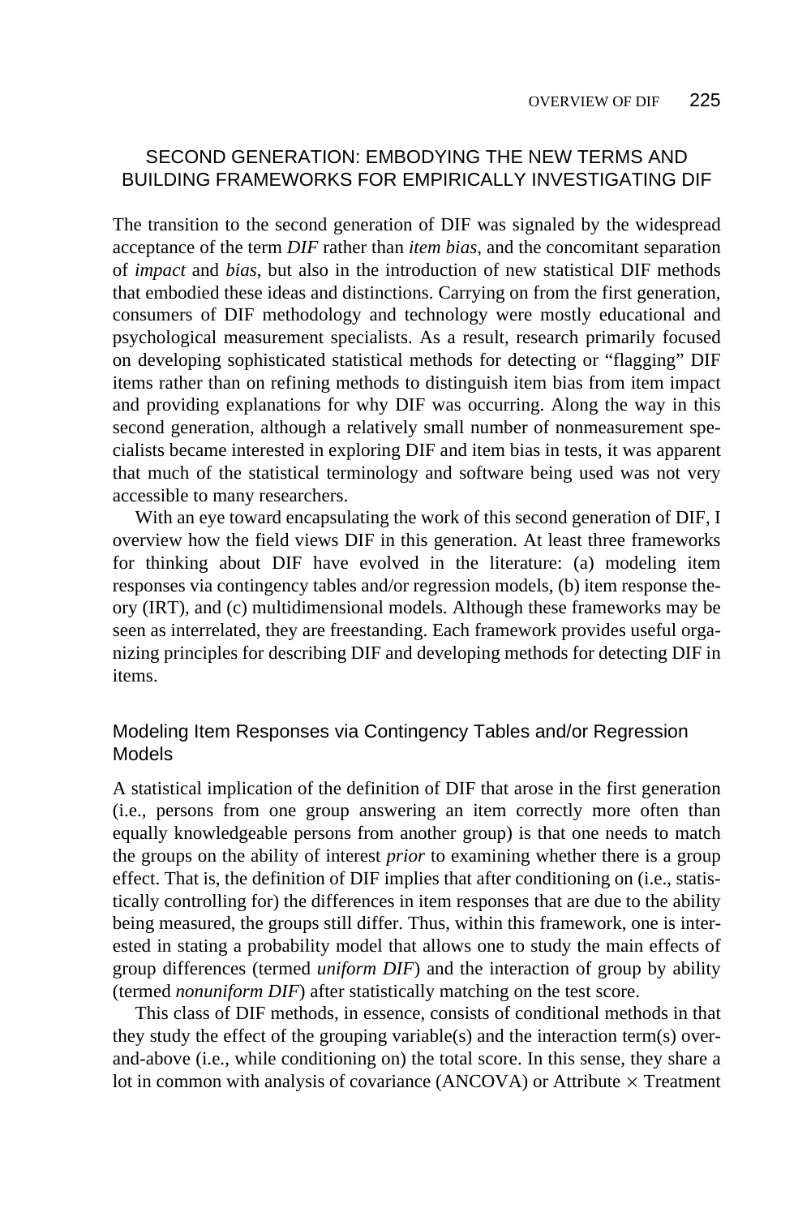## SECOND GENERATION: EMBODYING THE NEW TERMS AND BUILDING FRAMEWORKS FOR EMPIRICALLY INVESTIGATING DIF

The transition to the second generation of DIF was signaled by the widespread acceptance of the term *DIF* rather than *item bias*, and the concomitant separation of *impact* and *bias*, but also in the introduction of new statistical DIF methods that embodied these ideas and distinctions. Carrying on from the first generation, consumers of DIF methodology and technology were mostly educational and psychological measurement specialists. As a result, research primarily focused on developing sophisticated statistical methods for detecting or "flagging" DIF items rather than on refining methods to distinguish item bias from item impact and providing explanations for why DIF was occurring. Along the way in this second generation, although a relatively small number of nonmeasurement specialists became interested in exploring DIF and item bias in tests, it was apparent that much of the statistical terminology and software being used was not very accessible to many researchers.

With an eye toward encapsulating the work of this second generation of DIF, I overview how the field views DIF in this generation. At least three frameworks for thinking about DIF have evolved in the literature: (a) modeling item responses via contingency tables and/or regression models, (b) item response theory (IRT), and (c) multidimensional models. Although these frameworks may be seen as interrelated, they are freestanding. Each framework provides useful organizing principles for describing DIF and developing methods for detecting DIF in items.

### Modeling Item Responses via Contingency Tables and/or Regression Models

A statistical implication of the definition of DIF that arose in the first generation (i.e., persons from one group answering an item correctly more often than equally knowledgeable persons from another group) is that one needs to match the groups on the ability of interest *prior* to examining whether there is a group effect. That is, the definition of DIF implies that after conditioning on (i.e., statistically controlling for) the differences in item responses that are due to the ability being measured, the groups still differ. Thus, within this framework, one is interested in stating a probability model that allows one to study the main effects of group differences (termed *uniform DIF*) and the interaction of group by ability (termed *nonuniform DIF*) after statistically matching on the test score.

This class of DIF methods, in essence, consists of conditional methods in that they study the effect of the grouping variable(s) and the interaction term(s) over-and-above (i.e., while conditioning on) the total score. In this sense, they share a lot in common with analysis of covariance (ANCOVA) or Attribute × Treatment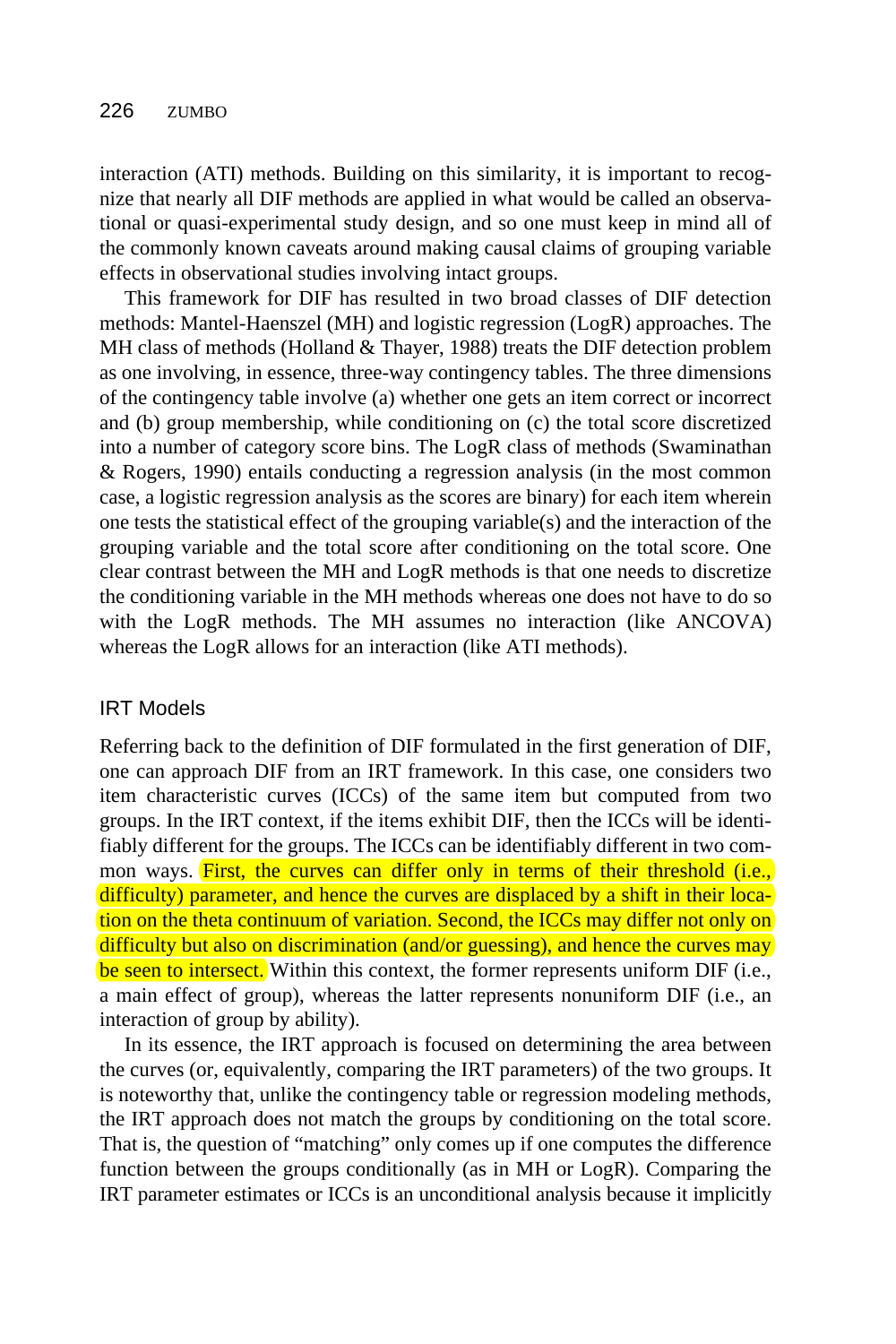interaction (ATI) methods. Building on this similarity, it is important to recognize that nearly all DIF methods are applied in what would be called an observational or quasi-experimental study design, and so one must keep in mind all of the commonly known caveats around making causal claims of grouping variable effects in observational studies involving intact groups.

This framework for DIF has resulted in two broad classes of DIF detection methods: Mantel-Haenszel (MH) and logistic regression (LogR) approaches. The MH class of methods (Holland & Thayer, 1988) treats the DIF detection problem as one involving, in essence, three-way contingency tables. The three dimensions of the contingency table involve (a) whether one gets an item correct or incorrect and (b) group membership, while conditioning on (c) the total score discretized into a number of category score bins. The LogR class of methods (Swaminathan & Rogers, 1990) entails conducting a regression analysis (in the most common case, a logistic regression analysis as the scores are binary) for each item wherein one tests the statistical effect of the grouping variable(s) and the interaction of the grouping variable and the total score after conditioning on the total score. One clear contrast between the MH and LogR methods is that one needs to discretize the conditioning variable in the MH methods whereas one does not have to do so with the LogR methods. The MH assumes no interaction (like ANCOVA) whereas the LogR allows for an interaction (like ATI methods).

## IRT Models

Referring back to the definition of DIF formulated in the first generation of DIF, one can approach DIF from an IRT framework. In this case, one considers two item characteristic curves (ICCs) of the same item but computed from two groups. In the IRT context, if the items exhibit DIF, then the ICCs will be identifiably different for the groups. The ICCs can be identifiably different in two common ways. First, the curves can differ only in terms of their threshold (i.e., difficulty) parameter, and hence the curves are displaced by a shift in their location on the theta continuum of variation. Second, the ICCs may differ not only on difficulty but also on discrimination (and/or guessing), and hence the curves may be seen to intersect. Within this context, the former represents uniform DIF (i.e., a main effect of group), whereas the latter represents nonuniform DIF (i.e., an interaction of group by ability).

In its essence, the IRT approach is focused on determining the area between the curves (or, equivalently, comparing the IRT parameters) of the two groups. It is noteworthy that, unlike the contingency table or regression modeling methods, the IRT approach does not match the groups by conditioning on the total score. That is, the question of "matching" only comes up if one computes the difference function between the groups conditionally (as in MH or LogR). Comparing the IRT parameter estimates or ICCs is an unconditional analysis because it implicitly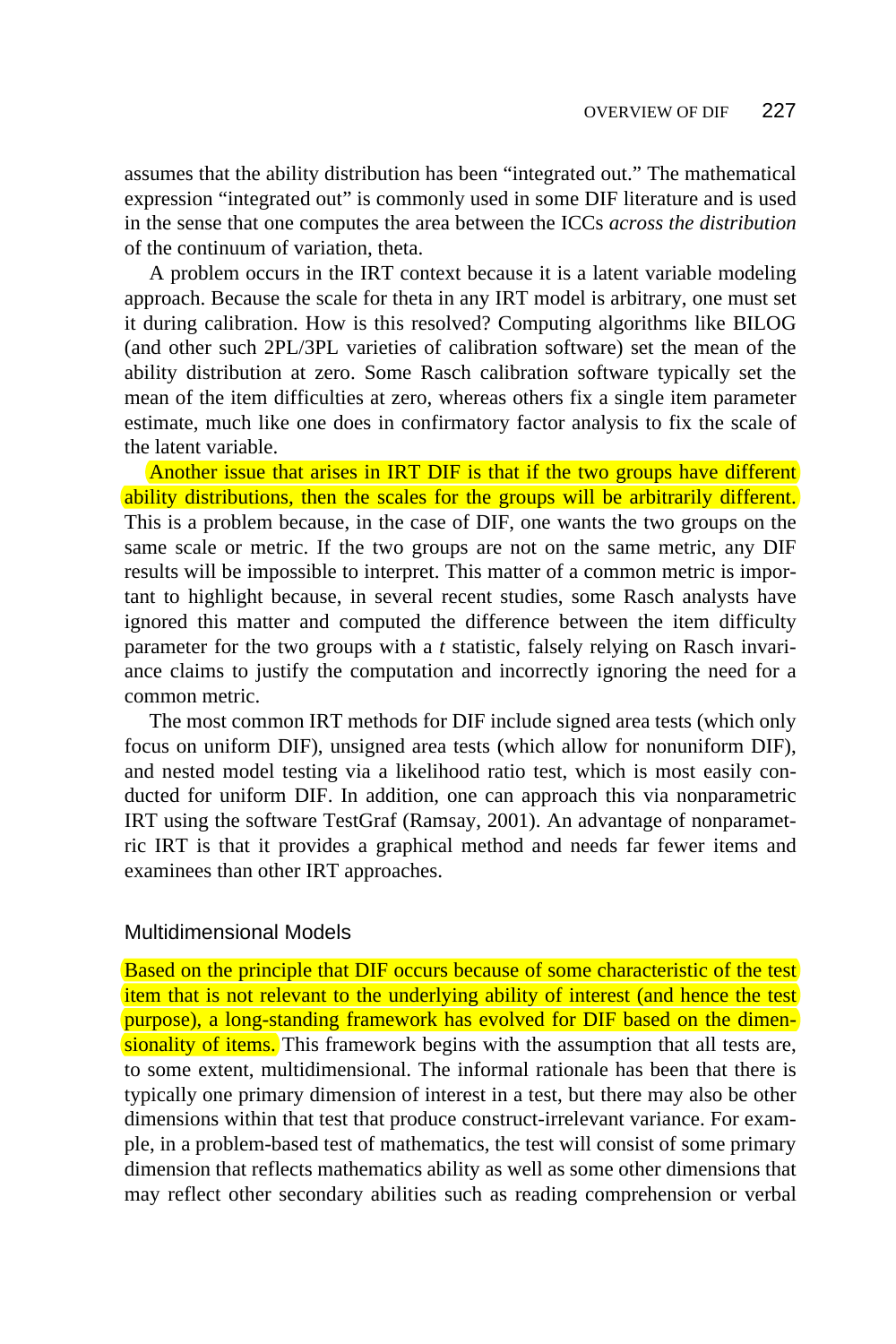assumes that the ability distribution has been "integrated out." The mathematical expression "integrated out" is commonly used in some DIF literature and is used in the sense that one computes the area between the ICCs *across the distribution* of the continuum of variation, theta.

A problem occurs in the IRT context because it is a latent variable modeling approach. Because the scale for theta in any IRT model is arbitrary, one must set it during calibration. How is this resolved? Computing algorithms like BILOG (and other such 2PL/3PL varieties of calibration software) set the mean of the ability distribution at zero. Some Rasch calibration software typically set the mean of the item difficulties at zero, whereas others fix a single item parameter estimate, much like one does in confirmatory factor analysis to fix the scale of the latent variable.

Another issue that arises in IRT DIF is that if the two groups have different ability distributions, then the scales for the groups will be arbitrarily different. This is a problem because, in the case of DIF, one wants the two groups on the same scale or metric. If the two groups are not on the same metric, any DIF results will be impossible to interpret. This matter of a common metric is important to highlight because, in several recent studies, some Rasch analysts have ignored this matter and computed the difference between the item difficulty parameter for the two groups with a *t* statistic, falsely relying on Rasch invariance claims to justify the computation and incorrectly ignoring the need for a common metric.

The most common IRT methods for DIF include signed area tests (which only focus on uniform DIF), unsigned area tests (which allow for nonuniform DIF), and nested model testing via a likelihood ratio test, which is most easily conducted for uniform DIF. In addition, one can approach this via nonparametric IRT using the software TestGraf (Ramsay, 2001). An advantage of nonparametric IRT is that it provides a graphical method and needs far fewer items and examinees than other IRT approaches.

## Multidimensional Models

Based on the principle that DIF occurs because of some characteristic of the test item that is not relevant to the underlying ability of interest (and hence the test purpose), a long-standing framework has evolved for DIF based on the dimensionality of items. This framework begins with the assumption that all tests are, to some extent, multidimensional. The informal rationale has been that there is typically one primary dimension of interest in a test, but there may also be other dimensions within that test that produce construct-irrelevant variance. For example, in a problem-based test of mathematics, the test will consist of some primary dimension that reflects mathematics ability as well as some other dimensions that may reflect other secondary abilities such as reading comprehension or verbal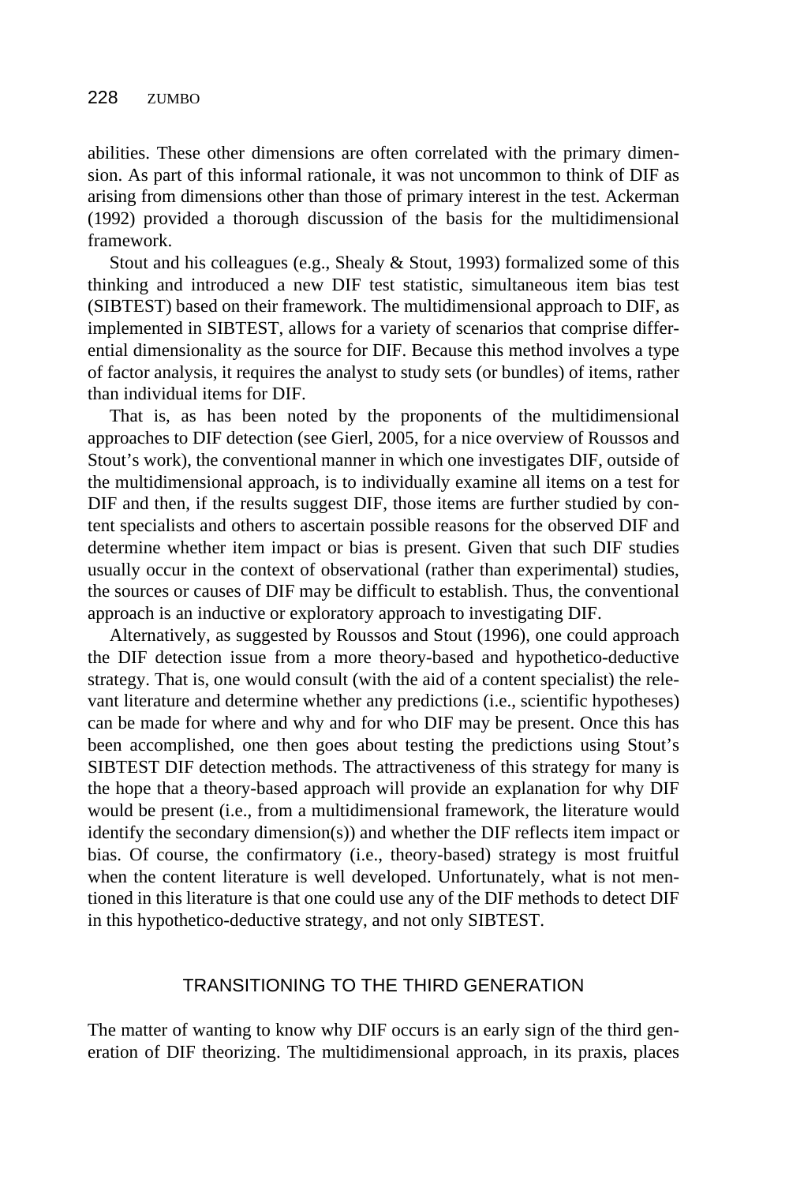abilities. These other dimensions are often correlated with the primary dimension. As part of this informal rationale, it was not uncommon to think of DIF as arising from dimensions other than those of primary interest in the test. Ackerman (1992) provided a thorough discussion of the basis for the multidimensional framework.

Stout and his colleagues (e.g., Shealy & Stout, 1993) formalized some of this thinking and introduced a new DIF test statistic, simultaneous item bias test (SIBTEST) based on their framework. The multidimensional approach to DIF, as implemented in SIBTEST, allows for a variety of scenarios that comprise differential dimensionality as the source for DIF. Because this method involves a type of factor analysis, it requires the analyst to study sets (or bundles) of items, rather than individual items for DIF.

That is, as has been noted by the proponents of the multidimensional approaches to DIF detection (see Gierl, 2005, for a nice overview of Roussos and Stout's work), the conventional manner in which one investigates DIF, outside of the multidimensional approach, is to individually examine all items on a test for DIF and then, if the results suggest DIF, those items are further studied by content specialists and others to ascertain possible reasons for the observed DIF and determine whether item impact or bias is present. Given that such DIF studies usually occur in the context of observational (rather than experimental) studies, the sources or causes of DIF may be difficult to establish. Thus, the conventional approach is an inductive or exploratory approach to investigating DIF.

Alternatively, as suggested by Roussos and Stout (1996), one could approach the DIF detection issue from a more theory-based and hypothetico-deductive strategy. That is, one would consult (with the aid of a content specialist) the relevant literature and determine whether any predictions (i.e., scientific hypotheses) can be made for where and why and for who DIF may be present. Once this has been accomplished, one then goes about testing the predictions using Stout's SIBTEST DIF detection methods. The attractiveness of this strategy for many is the hope that a theory-based approach will provide an explanation for why DIF would be present (i.e., from a multidimensional framework, the literature would identify the secondary dimension(s)) and whether the DIF reflects item impact or bias. Of course, the confirmatory (i.e., theory-based) strategy is most fruitful when the content literature is well developed. Unfortunately, what is not mentioned in this literature is that one could use any of the DIF methods to detect DIF in this hypothetico-deductive strategy, and not only SIBTEST.

## TRANSITIONING TO THE THIRD GENERATION

The matter of wanting to know why DIF occurs is an early sign of the third generation of DIF theorizing. The multidimensional approach, in its praxis, places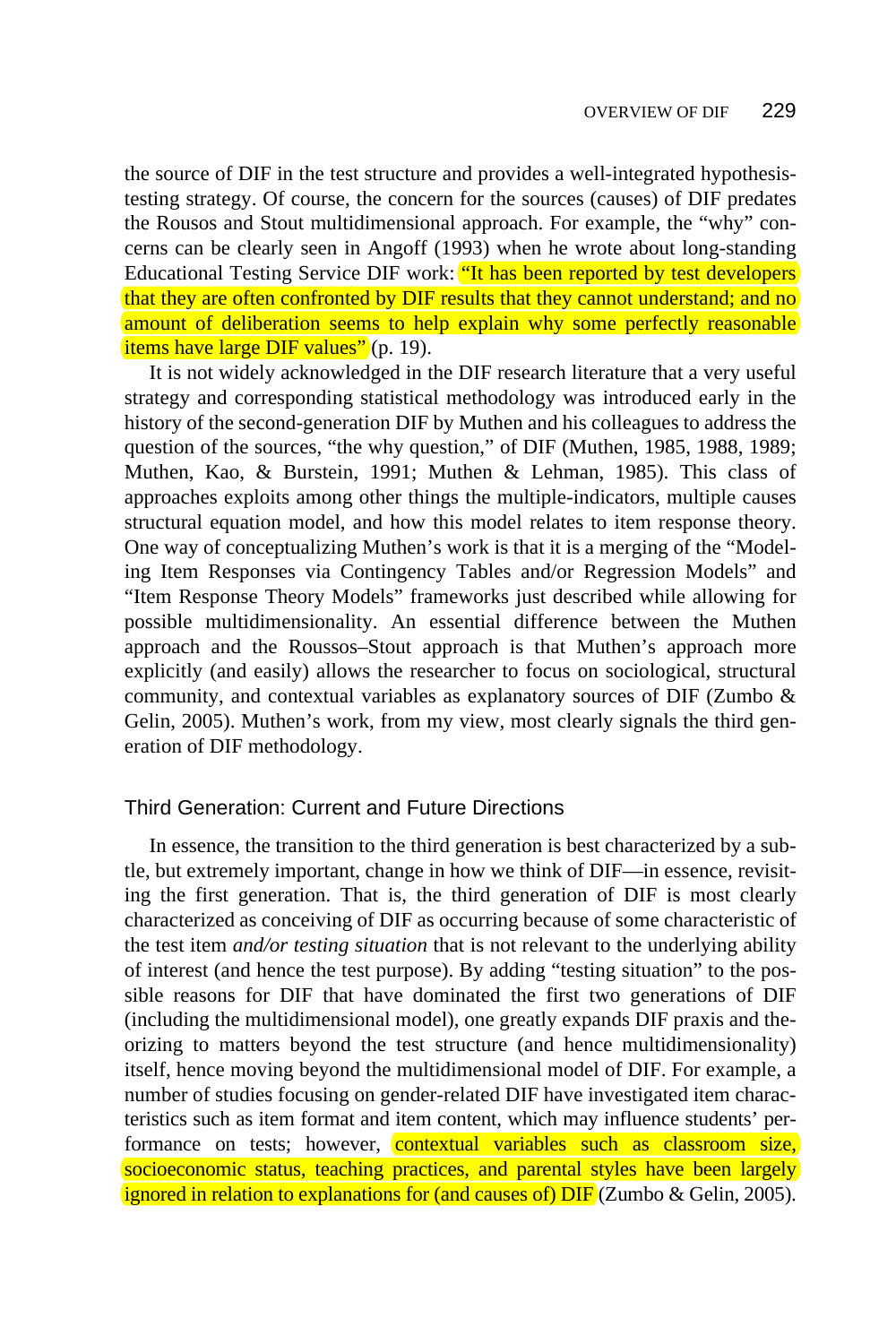the source of DIF in the test structure and provides a well-integrated hypothesis-testing strategy. Of course, the concern for the sources (causes) of DIF predates the Rousos and Stout multidimensional approach. For example, the "why" concerns can be clearly seen in Angoff (1993) when he wrote about long-standing Educational Testing Service DIF work: "It has been reported by test developers that they are often confronted by DIF results that they cannot understand; and no amount of deliberation seems to help explain why some perfectly reasonable items have large DIF values" (p. 19).

It is not widely acknowledged in the DIF research literature that a very useful strategy and corresponding statistical methodology was introduced early in the history of the second-generation DIF by Muthen and his colleagues to address the question of the sources, "the why question," of DIF (Muthen, 1985, 1988, 1989; Muthen, Kao, & Burstein, 1991; Muthen & Lehman, 1985). This class of approaches exploits among other things the multiple-indicators, multiple causes structural equation model, and how this model relates to item response theory. One way of conceptualizing Muthen's work is that it is a merging of the "Modeling Item Responses via Contingency Tables and/or Regression Models" and "Item Response Theory Models" frameworks just described while allowing for possible multidimensionality. An essential difference between the Muthen approach and the Roussos–Stout approach is that Muthen's approach more explicitly (and easily) allows the researcher to focus on sociological, structural community, and contextual variables as explanatory sources of DIF (Zumbo & Gelin, 2005). Muthen's work, from my view, most clearly signals the third generation of DIF methodology.

## Third Generation: Current and Future Directions

In essence, the transition to the third generation is best characterized by a subtle, but extremely important, change in how we think of DIF—in essence, revisiting the first generation. That is, the third generation of DIF is most clearly characterized as conceiving of DIF as occurring because of some characteristic of the test item *and/or testing situation* that is not relevant to the underlying ability of interest (and hence the test purpose). By adding "testing situation" to the possible reasons for DIF that have dominated the first two generations of DIF (including the multidimensional model), one greatly expands DIF praxis and theorizing to matters beyond the test structure (and hence multidimensionality) itself, hence moving beyond the multidimensional model of DIF. For example, a number of studies focusing on gender-related DIF have investigated item characteristics such as item format and item content, which may influence students' performance on tests; however, contextual variables such as classroom size, socioeconomic status, teaching practices, and parental styles have been largely ignored in relation to explanations for (and causes of) DIF (Zumbo & Gelin, 2005).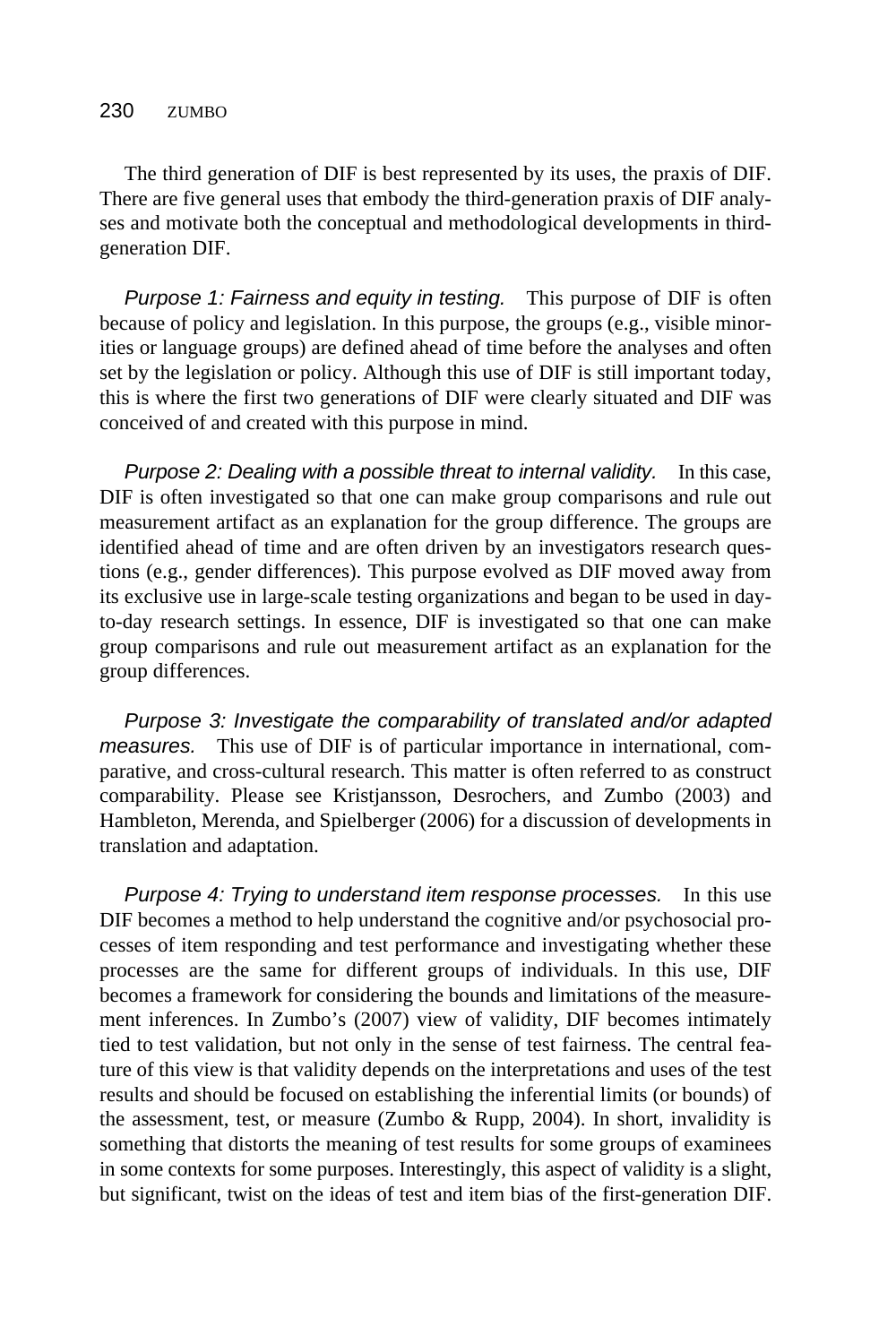The third generation of DIF is best represented by its uses, the praxis of DIF. There are five general uses that embody the third-generation praxis of DIF analyses and motivate both the conceptual and methodological developments in third-generation DIF.

*Purpose 1: Fairness and equity in testing.* This purpose of DIF is often because of policy and legislation. In this purpose, the groups (e.g., visible minorities or language groups) are defined ahead of time before the analyses and often set by the legislation or policy. Although this use of DIF is still important today, this is where the first two generations of DIF were clearly situated and DIF was conceived of and created with this purpose in mind.

*Purpose 2: Dealing with a possible threat to internal validity.* In this case, DIF is often investigated so that one can make group comparisons and rule out measurement artifact as an explanation for the group difference. The groups are identified ahead of time and are often driven by an investigators research questions (e.g., gender differences). This purpose evolved as DIF moved away from its exclusive use in large-scale testing organizations and began to be used in day-to-day research settings. In essence, DIF is investigated so that one can make group comparisons and rule out measurement artifact as an explanation for the group differences.

*Purpose 3: Investigate the comparability of translated and/or adapted measures.* This use of DIF is of particular importance in international, comparative, and cross-cultural research. This matter is often referred to as construct comparability. Please see Kristjansson, Desrochers, and Zumbo (2003) and Hambleton, Merenda, and Spielberger (2006) for a discussion of developments in translation and adaptation.

*Purpose 4: Trying to understand item response processes.* In this use DIF becomes a method to help understand the cognitive and/or psychosocial processes of item responding and test performance and investigating whether these processes are the same for different groups of individuals. In this use, DIF becomes a framework for considering the bounds and limitations of the measurement inferences. In Zumbo's (2007) view of validity, DIF becomes intimately tied to test validation, but not only in the sense of test fairness. The central feature of this view is that validity depends on the interpretations and uses of the test results and should be focused on establishing the inferential limits (or bounds) of the assessment, test, or measure (Zumbo & Rupp, 2004). In short, invalidity is something that distorts the meaning of test results for some groups of examinees in some contexts for some purposes. Interestingly, this aspect of validity is a slight, but significant, twist on the ideas of test and item bias of the first-generation DIF.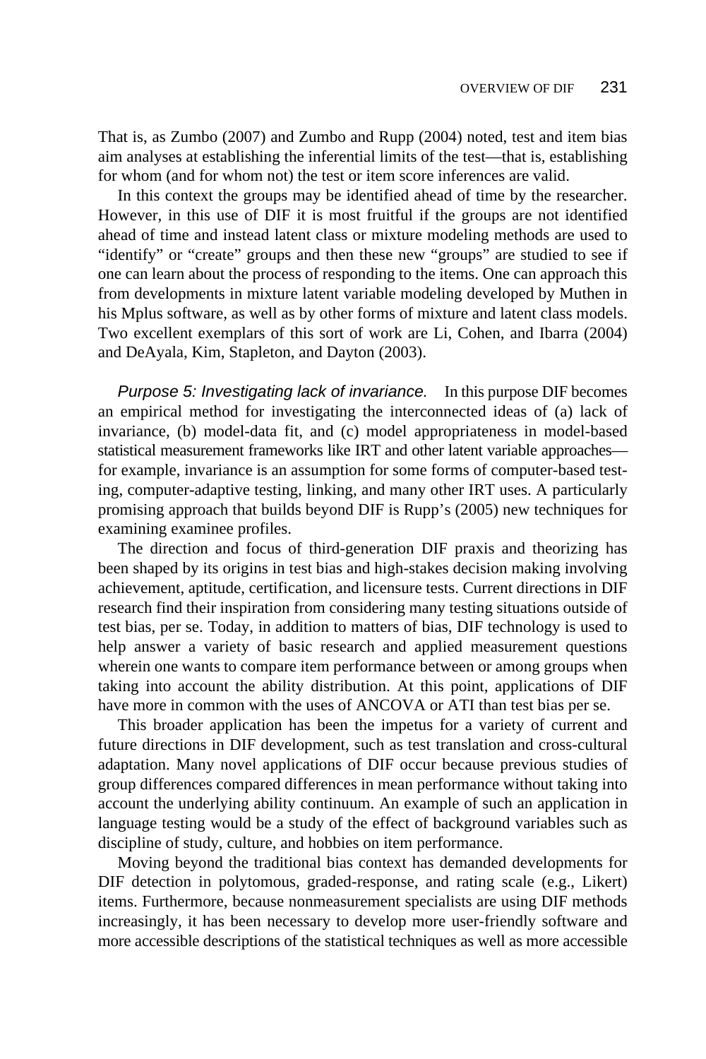That is, as Zumbo (2007) and Zumbo and Rupp (2004) noted, test and item bias aim analyses at establishing the inferential limits of the test—that is, establishing for whom (and for whom not) the test or item score inferences are valid.

In this context the groups may be identified ahead of time by the researcher. However, in this use of DIF it is most fruitful if the groups are not identified ahead of time and instead latent class or mixture modeling methods are used to "identify" or "create" groups and then these new "groups" are studied to see if one can learn about the process of responding to the items. One can approach this from developments in mixture latent variable modeling developed by Muthen in his Mplus software, as well as by other forms of mixture and latent class models. Two excellent exemplars of this sort of work are Li, Cohen, and Ibarra (2004) and DeAyala, Kim, Stapleton, and Dayton (2003).

*Purpose 5: Investigating lack of invariance.* In this purpose DIF becomes an empirical method for investigating the interconnected ideas of (a) lack of invariance, (b) model-data fit, and (c) model appropriateness in model-based statistical measurement frameworks like IRT and other latent variable approaches—for example, invariance is an assumption for some forms of computer-based testing, computer-adaptive testing, linking, and many other IRT uses. A particularly promising approach that builds beyond DIF is Rupp's (2005) new techniques for examining examinee profiles.

The direction and focus of third-generation DIF praxis and theorizing has been shaped by its origins in test bias and high-stakes decision making involving achievement, aptitude, certification, and licensure tests. Current directions in DIF research find their inspiration from considering many testing situations outside of test bias, per se. Today, in addition to matters of bias, DIF technology is used to help answer a variety of basic research and applied measurement questions wherein one wants to compare item performance between or among groups when taking into account the ability distribution. At this point, applications of DIF have more in common with the uses of ANCOVA or ATI than test bias per se.

This broader application has been the impetus for a variety of current and future directions in DIF development, such as test translation and cross-cultural adaptation. Many novel applications of DIF occur because previous studies of group differences compared differences in mean performance without taking into account the underlying ability continuum. An example of such an application in language testing would be a study of the effect of background variables such as discipline of study, culture, and hobbies on item performance.

Moving beyond the traditional bias context has demanded developments for DIF detection in polytomous, graded-response, and rating scale (e.g., Likert) items. Furthermore, because nonmeasurement specialists are using DIF methods increasingly, it has been necessary to develop more user-friendly software and more accessible descriptions of the statistical techniques as well as more accessible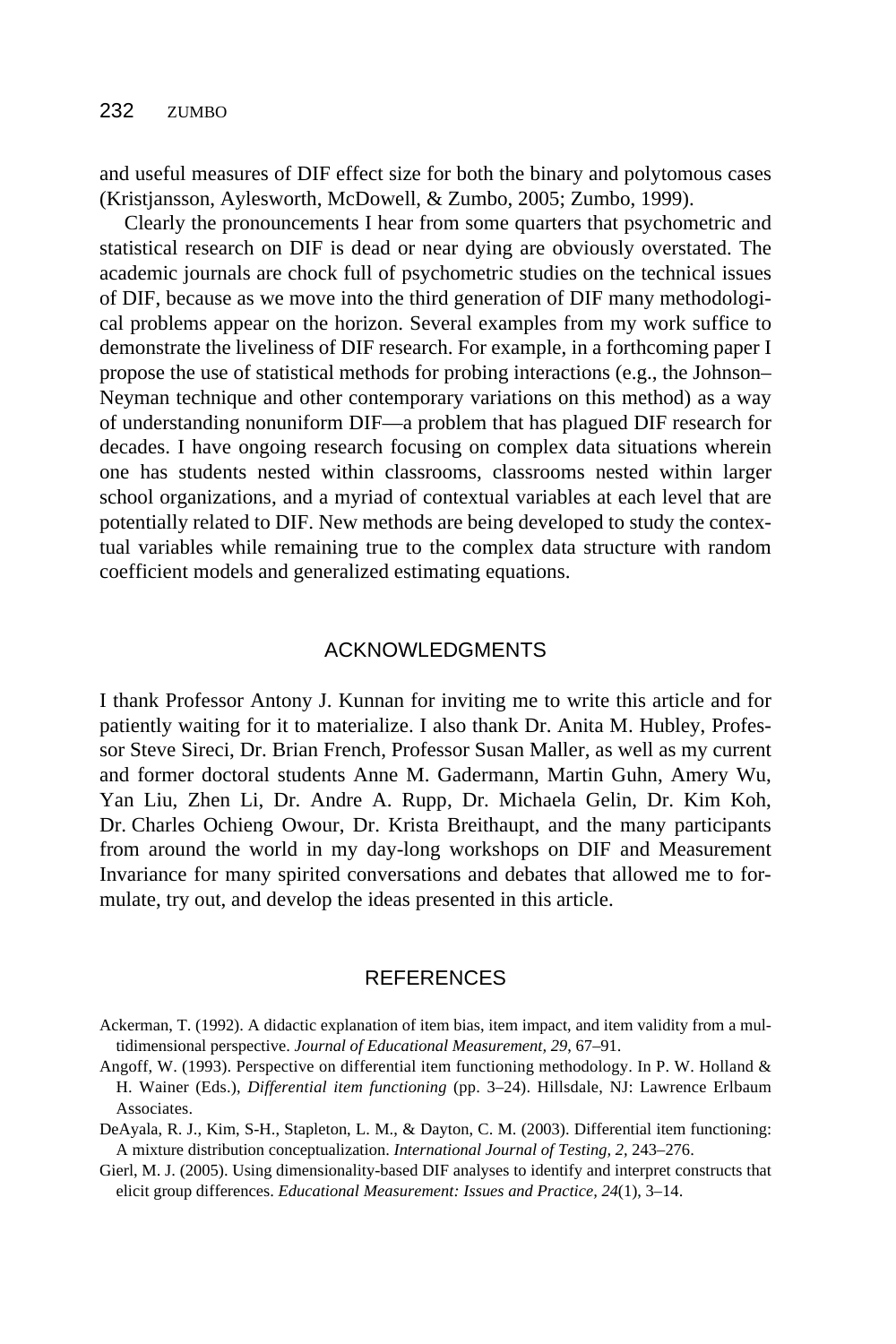and useful measures of DIF effect size for both the binary and polytomous cases (Kristjansson, Aylesworth, McDowell, & Zumbo, 2005; Zumbo, 1999).

Clearly the pronouncements I hear from some quarters that psychometric and statistical research on DIF is dead or near dying are obviously overstated. The academic journals are chock full of psychometric studies on the technical issues of DIF, because as we move into the third generation of DIF many methodological problems appear on the horizon. Several examples from my work suffice to demonstrate the liveliness of DIF research. For example, in a forthcoming paper I propose the use of statistical methods for probing interactions (e.g., the Johnson–Neyman technique and other contemporary variations on this method) as a way of understanding nonuniform DIF—a problem that has plagued DIF research for decades. I have ongoing research focusing on complex data situations wherein one has students nested within classrooms, classrooms nested within larger school organizations, and a myriad of contextual variables at each level that are potentially related to DIF. New methods are being developed to study the contextual variables while remaining true to the complex data structure with random coefficient models and generalized estimating equations.

## ACKNOWLEDGMENTS

I thank Professor Antony J. Kunnan for inviting me to write this article and for patiently waiting for it to materialize. I also thank Dr. Anita M. Hubley, Professor Steve Sireci, Dr. Brian French, Professor Susan Maller, as well as my current and former doctoral students Anne M. Gadermann, Martin Guhn, Amery Wu, Yan Liu, Zhen Li, Dr. Andre A. Rupp, Dr. Michaela Gelin, Dr. Kim Koh, Dr. Charles Ochieng Owour, Dr. Krista Breithaupt, and the many participants from around the world in my day-long workshops on DIF and Measurement Invariance for many spirited conversations and debates that allowed me to formulate, try out, and develop the ideas presented in this article.

## REFERENCES

Ackerman, T. (1992). A didactic explanation of item bias, item impact, and item validity from a multidimensional perspective. *Journal of Educational Measurement, 29*, 67–91.

Angoff, W. (1993). Perspective on differential item functioning methodology. In P. W. Holland & H. Wainer (Eds.), *Differential item functioning* (pp. 3–24). Hillsdale, NJ: Lawrence Erlbaum Associates.

DeAyala, R. J., Kim, S-H., Stapleton, L. M., & Dayton, C. M. (2003). Differential item functioning: A mixture distribution conceptualization. *International Journal of Testing, 2*, 243–276.

Gierl, M. J. (2005). Using dimensionality-based DIF analyses to identify and interpret constructs that elicit group differences. *Educational Measurement: Issues and Practice, 24*(1), 3–14.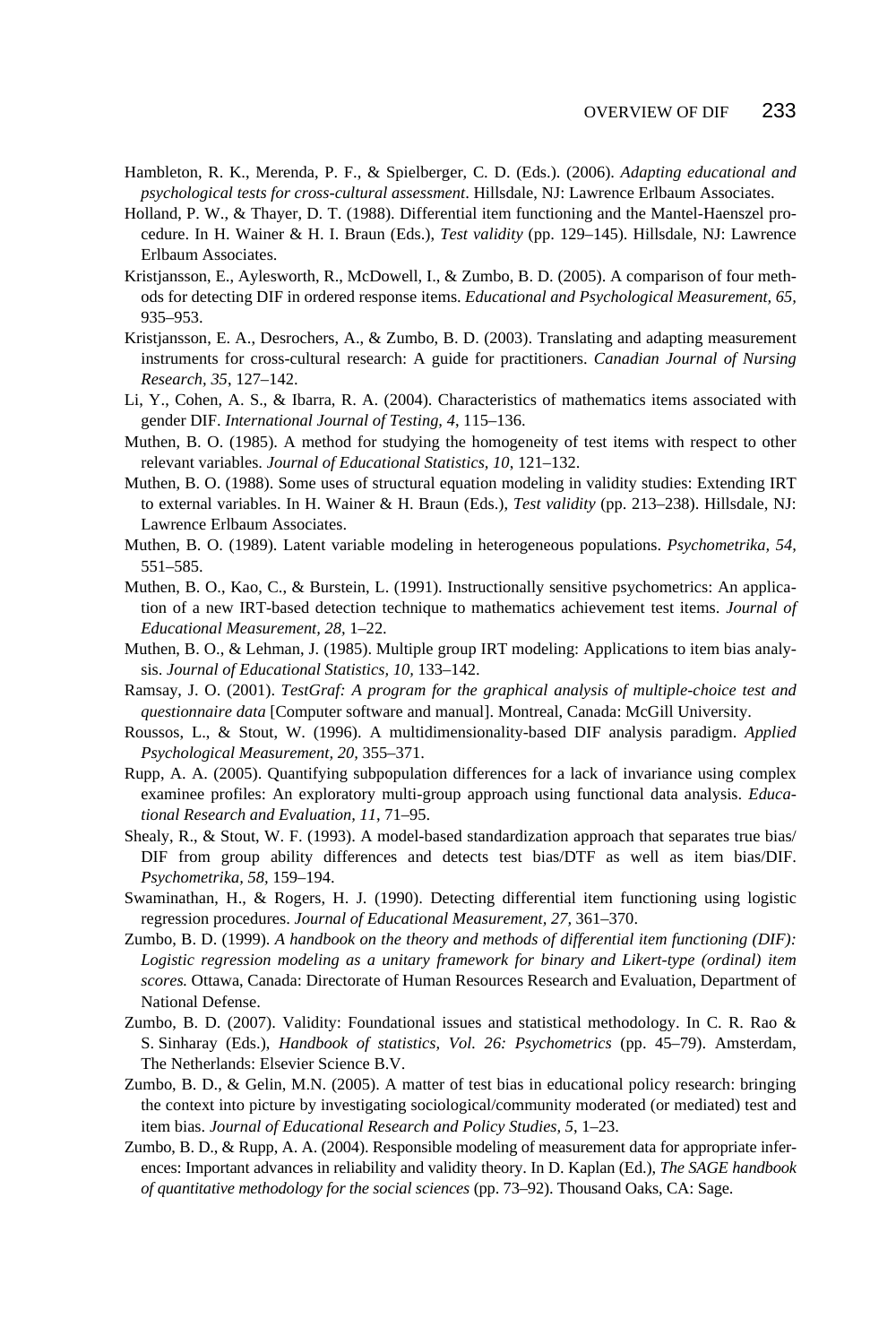Hambleton, R. K., Merenda, P. F., & Spielberger, C. D. (Eds.). (2006). *Adapting educational and psychological tests for cross-cultural assessment*. Hillsdale, NJ: Lawrence Erlbaum Associates.

Holland, P. W., & Thayer, D. T. (1988). Differential item functioning and the Mantel-Haenszel procedure. In H. Wainer & H. I. Braun (Eds.), *Test validity* (pp. 129–145). Hillsdale, NJ: Lawrence Erlbaum Associates.

Kristjansson, E., Aylesworth, R., McDowell, I., & Zumbo, B. D. (2005). A comparison of four methods for detecting DIF in ordered response items. *Educational and Psychological Measurement, 65,* 935–953.

Kristjansson, E. A., Desrochers, A., & Zumbo, B. D. (2003). Translating and adapting measurement instruments for cross-cultural research: A guide for practitioners. *Canadian Journal of Nursing Research, 35*, 127–142.

Li, Y., Cohen, A. S., & Ibarra, R. A. (2004). Characteristics of mathematics items associated with gender DIF. *International Journal of Testing, 4*, 115–136.

Muthen, B. O. (1985). A method for studying the homogeneity of test items with respect to other relevant variables. *Journal of Educational Statistics, 10*, 121–132.

Muthen, B. O. (1988). Some uses of structural equation modeling in validity studies: Extending IRT to external variables. In H. Wainer & H. Braun (Eds.), *Test validity* (pp. 213–238). Hillsdale, NJ: Lawrence Erlbaum Associates.

Muthen, B. O. (1989). Latent variable modeling in heterogeneous populations. *Psychometrika, 54,* 551–585.

Muthen, B. O., Kao, C., & Burstein, L. (1991). Instructionally sensitive psychometrics: An application of a new IRT-based detection technique to mathematics achievement test items. *Journal of Educational Measurement, 28,* 1–22.

Muthen, B. O., & Lehman, J. (1985). Multiple group IRT modeling: Applications to item bias analysis. *Journal of Educational Statistics, 10,* 133–142.

Ramsay, J. O. (2001). *TestGraf: A program for the graphical analysis of multiple-choice test and questionnaire data* [Computer software and manual]. Montreal, Canada: McGill University.

Roussos, L., & Stout, W. (1996). A multidimensionality-based DIF analysis paradigm. *Applied Psychological Measurement, 20,* 355–371.

Rupp, A. A. (2005). Quantifying subpopulation differences for a lack of invariance using complex examinee profiles: An exploratory multi-group approach using functional data analysis. *Educational Research and Evaluation, 11*, 71–95.

Shealy, R., & Stout, W. F. (1993). A model-based standardization approach that separates true bias/DIF from group ability differences and detects test bias/DTF as well as item bias/DIF. *Psychometrika, 58,* 159–194.

Swaminathan, H., & Rogers, H. J. (1990). Detecting differential item functioning using logistic regression procedures. *Journal of Educational Measurement, 27,* 361–370.

Zumbo, B. D. (1999). *A handbook on the theory and methods of differential item functioning (DIF): Logistic regression modeling as a unitary framework for binary and Likert-type (ordinal) item scores.* Ottawa, Canada: Directorate of Human Resources Research and Evaluation, Department of National Defense.

Zumbo, B. D. (2007). Validity: Foundational issues and statistical methodology. In C. R. Rao & S. Sinharay (Eds.), *Handbook of statistics, Vol. 26: Psychometrics* (pp. 45–79). Amsterdam, The Netherlands: Elsevier Science B.V.

Zumbo, B. D., & Gelin, M.N. (2005). A matter of test bias in educational policy research: bringing the context into picture by investigating sociological/community moderated (or mediated) test and item bias. *Journal of Educational Research and Policy Studies, 5*, 1–23.

Zumbo, B. D., & Rupp, A. A. (2004). Responsible modeling of measurement data for appropriate inferences: Important advances in reliability and validity theory. In D. Kaplan (Ed.), *The SAGE handbook of quantitative methodology for the social sciences* (pp. 73–92). Thousand Oaks, CA: Sage.